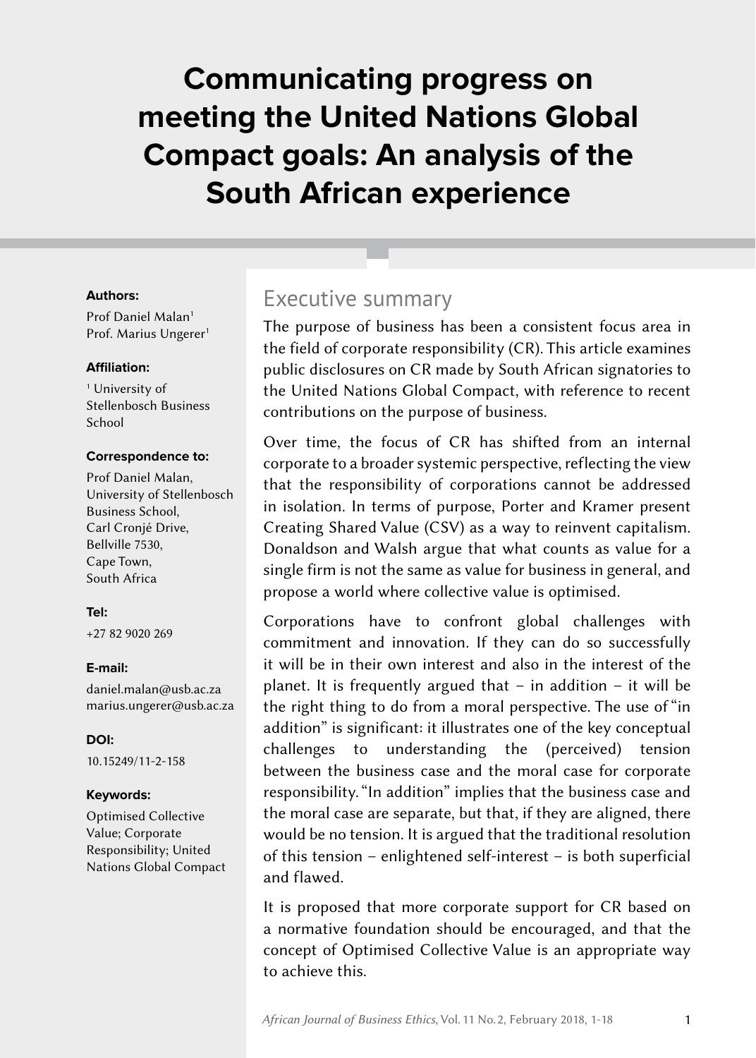# Communicating progress on meeting the United Nations Global Compact goals: An analysis of the South African experience

**Authors:**

Prof Daniel Malan[1]
Prof. Marius Ungerer[1]

**Affiliation:**

[1] University of Stellenbosch Business School

**Correspondence to:**

Prof Daniel Malan,
University of Stellenbosch Business School,
Carl Cronjé Drive,
Bellville 7530,
Cape Town,
South Africa

**Tel:**

+27 82 9020 269

**E-mail:**

daniel.malan@usb.ac.za
marius.ungerer@usb.ac.za

**DOI:**

10.15249/11-2-158

**Keywords:**

Optimised Collective Value; Corporate Responsibility; United Nations Global Compact

## Executive summary

The purpose of business has been a consistent focus area in the field of corporate responsibility (CR). This article examines public disclosures on CR made by South African signatories to the United Nations Global Compact, with reference to recent contributions on the purpose of business.

Over time, the focus of CR has shifted from an internal corporate to a broader systemic perspective, reflecting the view that the responsibility of corporations cannot be addressed in isolation. In terms of purpose, Porter and Kramer present Creating Shared Value (CSV) as a way to reinvent capitalism. Donaldson and Walsh argue that what counts as value for a single firm is not the same as value for business in general, and propose a world where collective value is optimised.

Corporations have to confront global challenges with commitment and innovation. If they can do so successfully it will be in their own interest and also in the interest of the planet. It is frequently argued that – in addition – it will be the right thing to do from a moral perspective. The use of "in addition" is significant: it illustrates one of the key conceptual challenges to understanding the (perceived) tension between the business case and the moral case for corporate responsibility. "In addition" implies that the business case and the moral case are separate, but that, if they are aligned, there would be no tension. It is argued that the traditional resolution of this tension – enlightened self-interest – is both superficial and flawed.

It is proposed that more corporate support for CR based on a normative foundation should be encouraged, and that the concept of Optimised Collective Value is an appropriate way to achieve this.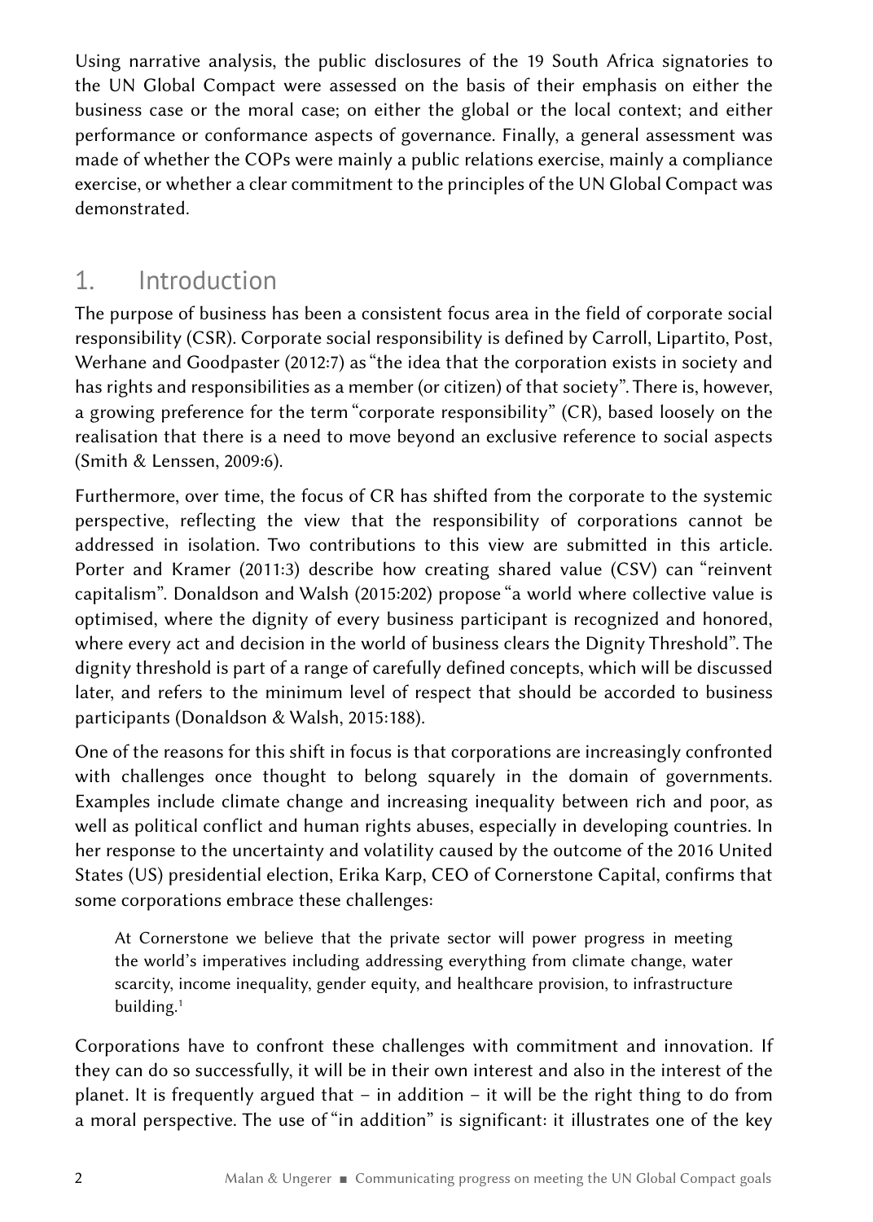Using narrative analysis, the public disclosures of the 19 South Africa signatories to the UN Global Compact were assessed on the basis of their emphasis on either the business case or the moral case; on either the global or the local context; and either performance or conformance aspects of governance. Finally, a general assessment was made of whether the COPs were mainly a public relations exercise, mainly a compliance exercise, or whether a clear commitment to the principles of the UN Global Compact was demonstrated.

## 1. Introduction

The purpose of business has been a consistent focus area in the field of corporate social responsibility (CSR). Corporate social responsibility is defined by Carroll, Lipartito, Post, Werhane and Goodpaster (2012:7) as "the idea that the corporation exists in society and has rights and responsibilities as a member (or citizen) of that society". There is, however, a growing preference for the term "corporate responsibility" (CR), based loosely on the realisation that there is a need to move beyond an exclusive reference to social aspects (Smith & Lenssen, 2009:6).

Furthermore, over time, the focus of CR has shifted from the corporate to the systemic perspective, reflecting the view that the responsibility of corporations cannot be addressed in isolation. Two contributions to this view are submitted in this article. Porter and Kramer (2011:3) describe how creating shared value (CSV) can "reinvent capitalism". Donaldson and Walsh (2015:202) propose "a world where collective value is optimised, where the dignity of every business participant is recognized and honored, where every act and decision in the world of business clears the Dignity Threshold". The dignity threshold is part of a range of carefully defined concepts, which will be discussed later, and refers to the minimum level of respect that should be accorded to business participants (Donaldson & Walsh, 2015:188).

One of the reasons for this shift in focus is that corporations are increasingly confronted with challenges once thought to belong squarely in the domain of governments. Examples include climate change and increasing inequality between rich and poor, as well as political conflict and human rights abuses, especially in developing countries. In her response to the uncertainty and volatility caused by the outcome of the 2016 United States (US) presidential election, Erika Karp, CEO of Cornerstone Capital, confirms that some corporations embrace these challenges:

> At Cornerstone we believe that the private sector will power progress in meeting the world's imperatives including addressing everything from climate change, water scarcity, income inequality, gender equity, and healthcare provision, to infrastructure building.[1]

Corporations have to confront these challenges with commitment and innovation. If they can do so successfully, it will be in their own interest and also in the interest of the planet. It is frequently argued that – in addition – it will be the right thing to do from a moral perspective. The use of "in addition" is significant: it illustrates one of the key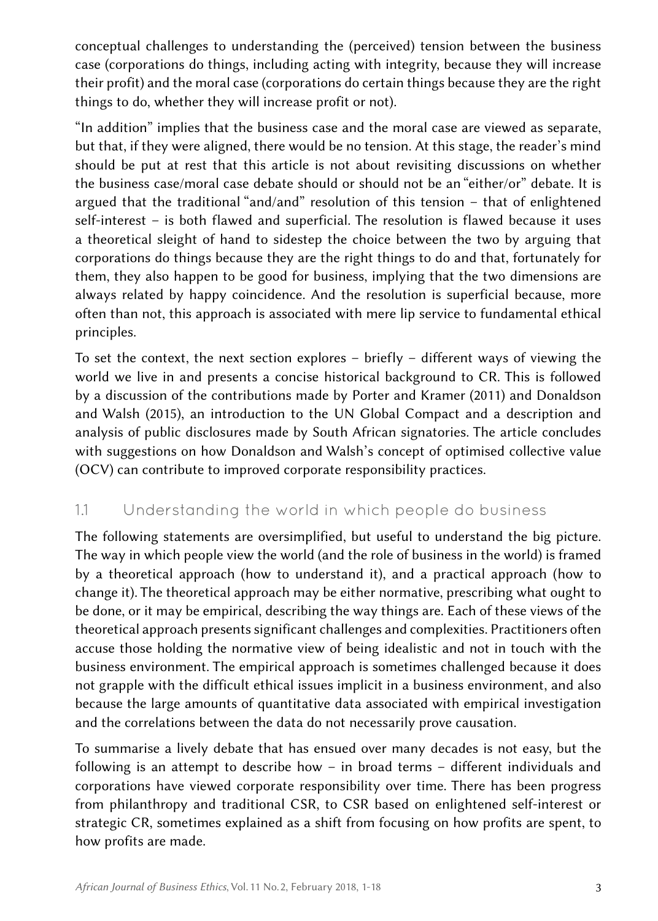conceptual challenges to understanding the (perceived) tension between the business case (corporations do things, including acting with integrity, because they will increase their profit) and the moral case (corporations do certain things because they are the right things to do, whether they will increase profit or not).

"In addition" implies that the business case and the moral case are viewed as separate, but that, if they were aligned, there would be no tension. At this stage, the reader's mind should be put at rest that this article is not about revisiting discussions on whether the business case/moral case debate should or should not be an "either/or" debate. It is argued that the traditional "and/and" resolution of this tension – that of enlightened self-interest – is both flawed and superficial. The resolution is flawed because it uses a theoretical sleight of hand to sidestep the choice between the two by arguing that corporations do things because they are the right things to do and that, fortunately for them, they also happen to be good for business, implying that the two dimensions are always related by happy coincidence. And the resolution is superficial because, more often than not, this approach is associated with mere lip service to fundamental ethical principles.

To set the context, the next section explores – briefly – different ways of viewing the world we live in and presents a concise historical background to CR. This is followed by a discussion of the contributions made by Porter and Kramer (2011) and Donaldson and Walsh (2015), an introduction to the UN Global Compact and a description and analysis of public disclosures made by South African signatories. The article concludes with suggestions on how Donaldson and Walsh's concept of optimised collective value (OCV) can contribute to improved corporate responsibility practices.

## 1.1 Understanding the world in which people do business

The following statements are oversimplified, but useful to understand the big picture. The way in which people view the world (and the role of business in the world) is framed by a theoretical approach (how to understand it), and a practical approach (how to change it). The theoretical approach may be either normative, prescribing what ought to be done, or it may be empirical, describing the way things are. Each of these views of the theoretical approach presents significant challenges and complexities. Practitioners often accuse those holding the normative view of being idealistic and not in touch with the business environment. The empirical approach is sometimes challenged because it does not grapple with the difficult ethical issues implicit in a business environment, and also because the large amounts of quantitative data associated with empirical investigation and the correlations between the data do not necessarily prove causation.

To summarise a lively debate that has ensued over many decades is not easy, but the following is an attempt to describe how – in broad terms – different individuals and corporations have viewed corporate responsibility over time. There has been progress from philanthropy and traditional CSR, to CSR based on enlightened self-interest or strategic CR, sometimes explained as a shift from focusing on how profits are spent, to how profits are made.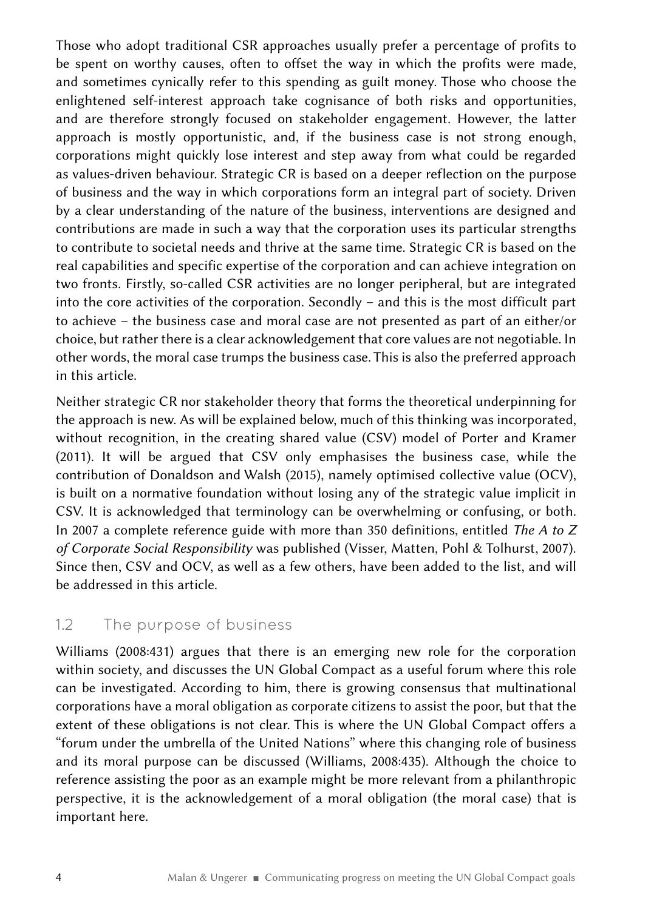Those who adopt traditional CSR approaches usually prefer a percentage of profits to be spent on worthy causes, often to offset the way in which the profits were made, and sometimes cynically refer to this spending as guilt money. Those who choose the enlightened self-interest approach take cognisance of both risks and opportunities, and are therefore strongly focused on stakeholder engagement. However, the latter approach is mostly opportunistic, and, if the business case is not strong enough, corporations might quickly lose interest and step away from what could be regarded as values-driven behaviour. Strategic CR is based on a deeper reflection on the purpose of business and the way in which corporations form an integral part of society. Driven by a clear understanding of the nature of the business, interventions are designed and contributions are made in such a way that the corporation uses its particular strengths to contribute to societal needs and thrive at the same time. Strategic CR is based on the real capabilities and specific expertise of the corporation and can achieve integration on two fronts. Firstly, so-called CSR activities are no longer peripheral, but are integrated into the core activities of the corporation. Secondly – and this is the most difficult part to achieve – the business case and moral case are not presented as part of an either/or choice, but rather there is a clear acknowledgement that core values are not negotiable. In other words, the moral case trumps the business case. This is also the preferred approach in this article.

Neither strategic CR nor stakeholder theory that forms the theoretical underpinning for the approach is new. As will be explained below, much of this thinking was incorporated, without recognition, in the creating shared value (CSV) model of Porter and Kramer (2011). It will be argued that CSV only emphasises the business case, while the contribution of Donaldson and Walsh (2015), namely optimised collective value (OCV), is built on a normative foundation without losing any of the strategic value implicit in CSV. It is acknowledged that terminology can be overwhelming or confusing, or both. In 2007 a complete reference guide with more than 350 definitions, entitled *The A to Z of Corporate Social Responsibility* was published (Visser, Matten, Pohl & Tolhurst, 2007). Since then, CSV and OCV, as well as a few others, have been added to the list, and will be addressed in this article.

## 1.2 The purpose of business

Williams (2008:431) argues that there is an emerging new role for the corporation within society, and discusses the UN Global Compact as a useful forum where this role can be investigated. According to him, there is growing consensus that multinational corporations have a moral obligation as corporate citizens to assist the poor, but that the extent of these obligations is not clear. This is where the UN Global Compact offers a "forum under the umbrella of the United Nations" where this changing role of business and its moral purpose can be discussed (Williams, 2008:435). Although the choice to reference assisting the poor as an example might be more relevant from a philanthropic perspective, it is the acknowledgement of a moral obligation (the moral case) that is important here.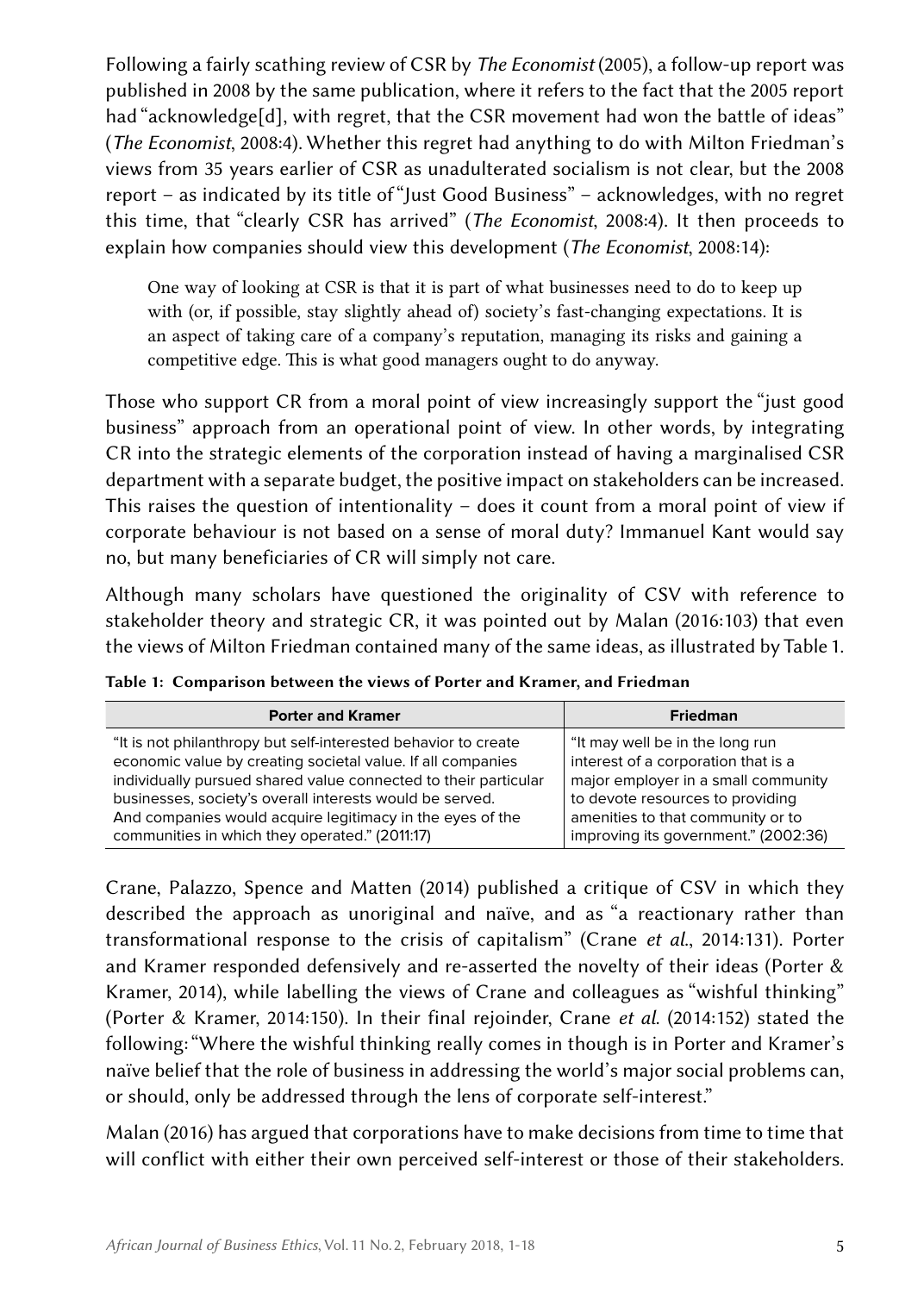Following a fairly scathing review of CSR by *The Economist* (2005), a follow-up report was published in 2008 by the same publication, where it refers to the fact that the 2005 report had "acknowledge[d], with regret, that the CSR movement had won the battle of ideas" (*The Economist*, 2008:4). Whether this regret had anything to do with Milton Friedman's views from 35 years earlier of CSR as unadulterated socialism is not clear, but the 2008 report – as indicated by its title of "Just Good Business" – acknowledges, with no regret this time, that "clearly CSR has arrived" (*The Economist*, 2008:4). It then proceeds to explain how companies should view this development (*The Economist*, 2008:14):

> One way of looking at CSR is that it is part of what businesses need to do to keep up with (or, if possible, stay slightly ahead of) society's fast-changing expectations. It is an aspect of taking care of a company's reputation, managing its risks and gaining a competitive edge. This is what good managers ought to do anyway.

Those who support CR from a moral point of view increasingly support the "just good business" approach from an operational point of view. In other words, by integrating CR into the strategic elements of the corporation instead of having a marginalised CSR department with a separate budget, the positive impact on stakeholders can be increased. This raises the question of intentionality – does it count from a moral point of view if corporate behaviour is not based on a sense of moral duty? Immanuel Kant would say no, but many beneficiaries of CR will simply not care.

Although many scholars have questioned the originality of CSV with reference to stakeholder theory and strategic CR, it was pointed out by Malan (2016:103) that even the views of Milton Friedman contained many of the same ideas, as illustrated by Table 1.

**Table 1: Comparison between the views of Porter and Kramer, and Friedman**

| Porter and Kramer | Friedman |
|---|---|
| "It is not philanthropy but self-interested behavior to create economic value by creating societal value. If all companies individually pursued shared value connected to their particular businesses, society's overall interests would be served. And companies would acquire legitimacy in the eyes of the communities in which they operated." (2011:17) | "It may well be in the long run interest of a corporation that is a major employer in a small community to devote resources to providing amenities to that community or to improving its government." (2002:36) |

Crane, Palazzo, Spence and Matten (2014) published a critique of CSV in which they described the approach as unoriginal and naïve, and as "a reactionary rather than transformational response to the crisis of capitalism" (Crane *et al.*, 2014:131). Porter and Kramer responded defensively and re-asserted the novelty of their ideas (Porter & Kramer, 2014), while labelling the views of Crane and colleagues as "wishful thinking" (Porter & Kramer, 2014:150). In their final rejoinder, Crane *et al.* (2014:152) stated the following: "Where the wishful thinking really comes in though is in Porter and Kramer's naïve belief that the role of business in addressing the world's major social problems can, or should, only be addressed through the lens of corporate self-interest."

Malan (2016) has argued that corporations have to make decisions from time to time that will conflict with either their own perceived self-interest or those of their stakeholders.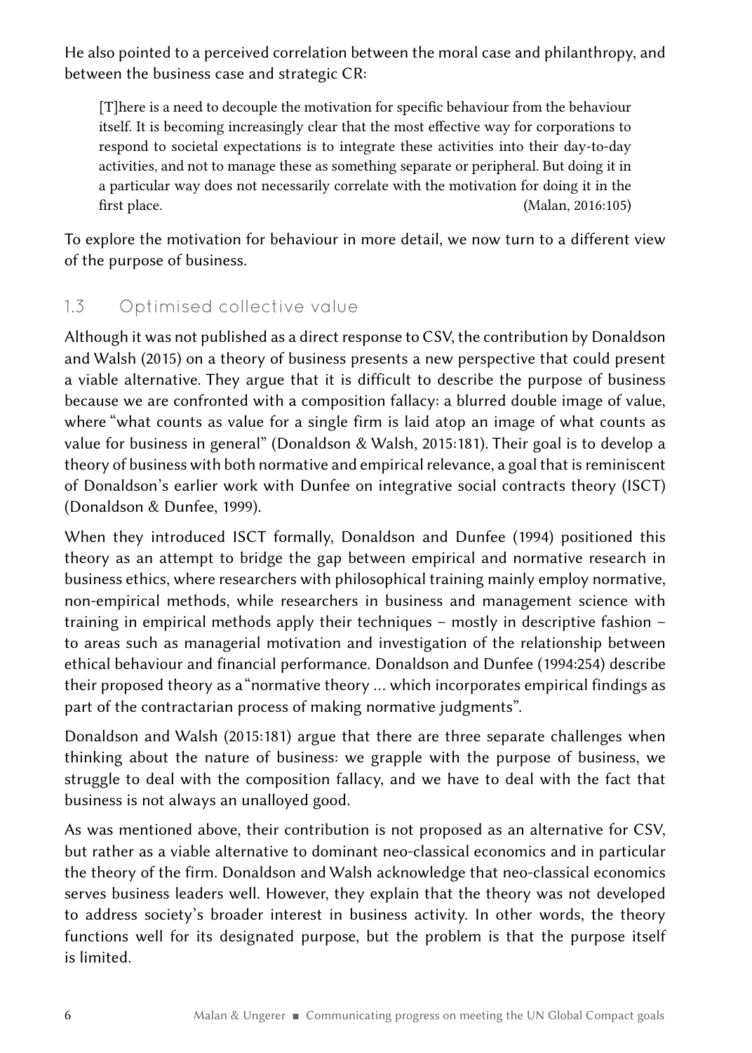He also pointed to a perceived correlation between the moral case and philanthropy, and between the business case and strategic CR:

> [T]here is a need to decouple the motivation for specific behaviour from the behaviour itself. It is becoming increasingly clear that the most effective way for corporations to respond to societal expectations is to integrate these activities into their day-to-day activities, and not to manage these as something separate or peripheral. But doing it in a particular way does not necessarily correlate with the motivation for doing it in the first place. (Malan, 2016:105)

To explore the motivation for behaviour in more detail, we now turn to a different view of the purpose of business.

## 1.3 Optimised collective value

Although it was not published as a direct response to CSV, the contribution by Donaldson and Walsh (2015) on a theory of business presents a new perspective that could present a viable alternative. They argue that it is difficult to describe the purpose of business because we are confronted with a composition fallacy: a blurred double image of value, where "what counts as value for a single firm is laid atop an image of what counts as value for business in general" (Donaldson & Walsh, 2015:181). Their goal is to develop a theory of business with both normative and empirical relevance, a goal that is reminiscent of Donaldson's earlier work with Dunfee on integrative social contracts theory (ISCT) (Donaldson & Dunfee, 1999).

When they introduced ISCT formally, Donaldson and Dunfee (1994) positioned this theory as an attempt to bridge the gap between empirical and normative research in business ethics, where researchers with philosophical training mainly employ normative, non-empirical methods, while researchers in business and management science with training in empirical methods apply their techniques – mostly in descriptive fashion – to areas such as managerial motivation and investigation of the relationship between ethical behaviour and financial performance. Donaldson and Dunfee (1994:254) describe their proposed theory as a "normative theory ... which incorporates empirical findings as part of the contractarian process of making normative judgments".

Donaldson and Walsh (2015:181) argue that there are three separate challenges when thinking about the nature of business: we grapple with the purpose of business, we struggle to deal with the composition fallacy, and we have to deal with the fact that business is not always an unalloyed good.

As was mentioned above, their contribution is not proposed as an alternative for CSV, but rather as a viable alternative to dominant neo-classical economics and in particular the theory of the firm. Donaldson and Walsh acknowledge that neo-classical economics serves business leaders well. However, they explain that the theory was not developed to address society's broader interest in business activity. In other words, the theory functions well for its designated purpose, but the problem is that the purpose itself is limited.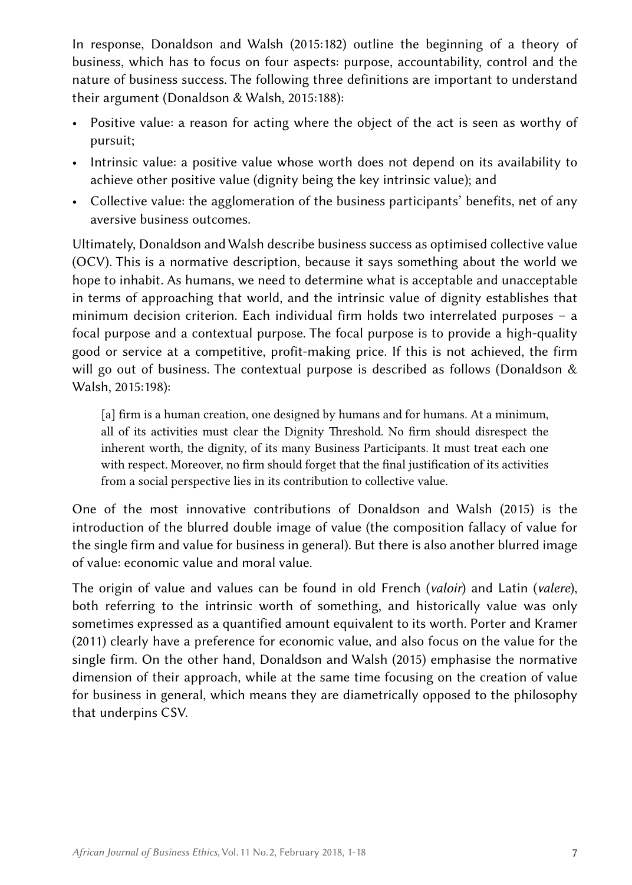In response, Donaldson and Walsh (2015:182) outline the beginning of a theory of business, which has to focus on four aspects: purpose, accountability, control and the nature of business success. The following three definitions are important to understand their argument (Donaldson & Walsh, 2015:188):

- Positive value: a reason for acting where the object of the act is seen as worthy of pursuit;
- Intrinsic value: a positive value whose worth does not depend on its availability to achieve other positive value (dignity being the key intrinsic value); and
- Collective value: the agglomeration of the business participants' benefits, net of any aversive business outcomes.

Ultimately, Donaldson and Walsh describe business success as optimised collective value (OCV). This is a normative description, because it says something about the world we hope to inhabit. As humans, we need to determine what is acceptable and unacceptable in terms of approaching that world, and the intrinsic value of dignity establishes that minimum decision criterion. Each individual firm holds two interrelated purposes – a focal purpose and a contextual purpose. The focal purpose is to provide a high-quality good or service at a competitive, profit-making price. If this is not achieved, the firm will go out of business. The contextual purpose is described as follows (Donaldson & Walsh, 2015:198):

> [a] firm is a human creation, one designed by humans and for humans. At a minimum, all of its activities must clear the Dignity Threshold. No firm should disrespect the inherent worth, the dignity, of its many Business Participants. It must treat each one with respect. Moreover, no firm should forget that the final justification of its activities from a social perspective lies in its contribution to collective value.

One of the most innovative contributions of Donaldson and Walsh (2015) is the introduction of the blurred double image of value (the composition fallacy of value for the single firm and value for business in general). But there is also another blurred image of value: economic value and moral value.

The origin of value and values can be found in old French (*valoir*) and Latin (*valere*), both referring to the intrinsic worth of something, and historically value was only sometimes expressed as a quantified amount equivalent to its worth. Porter and Kramer (2011) clearly have a preference for economic value, and also focus on the value for the single firm. On the other hand, Donaldson and Walsh (2015) emphasise the normative dimension of their approach, while at the same time focusing on the creation of value for business in general, which means they are diametrically opposed to the philosophy that underpins CSV.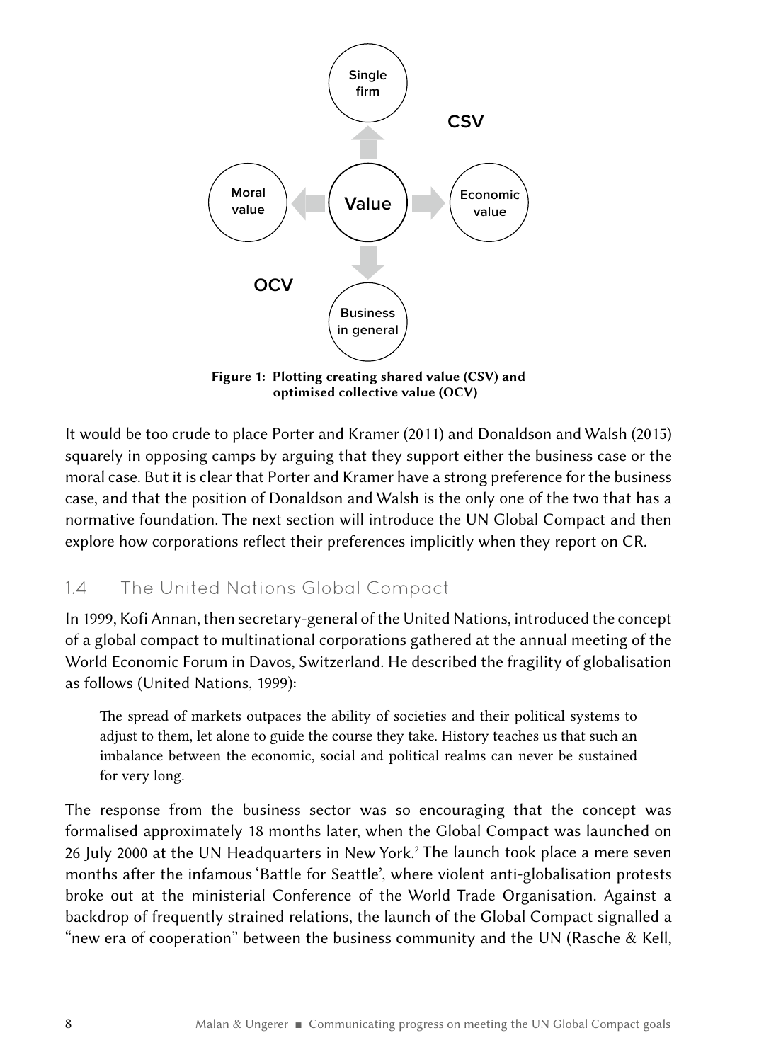Figure 1: Plotting creating shared value (CSV) and optimised collective value (OCV)

It would be too crude to place Porter and Kramer (2011) and Donaldson and Walsh (2015) squarely in opposing camps by arguing that they support either the business case or the moral case. But it is clear that Porter and Kramer have a strong preference for the business case, and that the position of Donaldson and Walsh is the only one of the two that has a normative foundation. The next section will introduce the UN Global Compact and then explore how corporations reflect their preferences implicitly when they report on CR.

## 1.4 The United Nations Global Compact

In 1999, Kofi Annan, then secretary-general of the United Nations, introduced the concept of a global compact to multinational corporations gathered at the annual meeting of the World Economic Forum in Davos, Switzerland. He described the fragility of globalisation as follows (United Nations, 1999):

> The spread of markets outpaces the ability of societies and their political systems to adjust to them, let alone to guide the course they take. History teaches us that such an imbalance between the economic, social and political realms can never be sustained for very long.

The response from the business sector was so encouraging that the concept was formalised approximately 18 months later, when the Global Compact was launched on 26 July 2000 at the UN Headquarters in New York.[2] The launch took place a mere seven months after the infamous 'Battle for Seattle', where violent anti-globalisation protests broke out at the ministerial Conference of the World Trade Organisation. Against a backdrop of frequently strained relations, the launch of the Global Compact signalled a "new era of cooperation" between the business community and the UN (Rasche & Kell,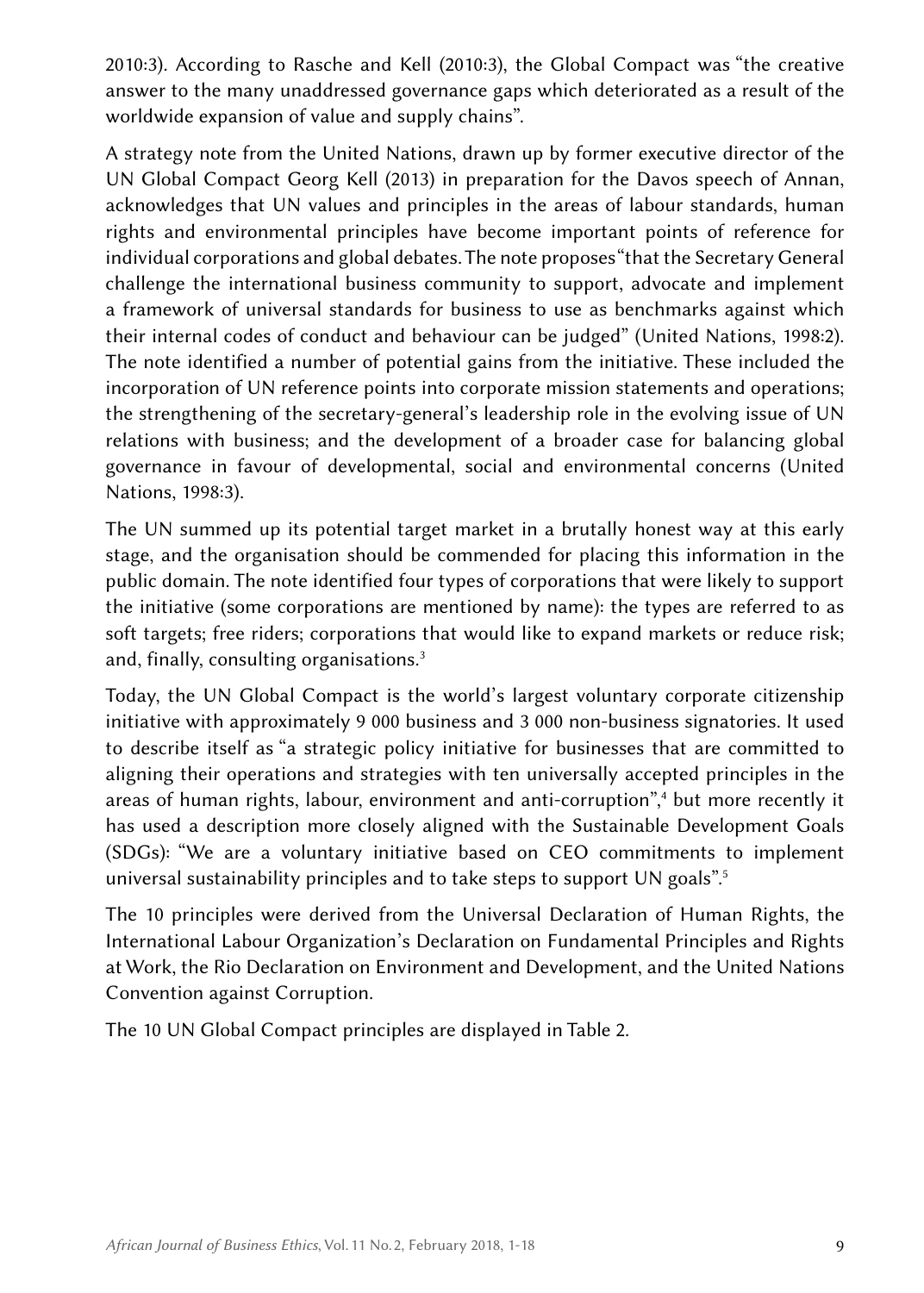2010:3). According to Rasche and Kell (2010:3), the Global Compact was "the creative answer to the many unaddressed governance gaps which deteriorated as a result of the worldwide expansion of value and supply chains".

A strategy note from the United Nations, drawn up by former executive director of the UN Global Compact Georg Kell (2013) in preparation for the Davos speech of Annan, acknowledges that UN values and principles in the areas of labour standards, human rights and environmental principles have become important points of reference for individual corporations and global debates. The note proposes "that the Secretary General challenge the international business community to support, advocate and implement a framework of universal standards for business to use as benchmarks against which their internal codes of conduct and behaviour can be judged" (United Nations, 1998:2). The note identified a number of potential gains from the initiative. These included the incorporation of UN reference points into corporate mission statements and operations; the strengthening of the secretary-general's leadership role in the evolving issue of UN relations with business; and the development of a broader case for balancing global governance in favour of developmental, social and environmental concerns (United Nations, 1998:3).

The UN summed up its potential target market in a brutally honest way at this early stage, and the organisation should be commended for placing this information in the public domain. The note identified four types of corporations that were likely to support the initiative (some corporations are mentioned by name): the types are referred to as soft targets; free riders; corporations that would like to expand markets or reduce risk; and, finally, consulting organisations.[3]

Today, the UN Global Compact is the world's largest voluntary corporate citizenship initiative with approximately 9 000 business and 3 000 non-business signatories. It used to describe itself as "a strategic policy initiative for businesses that are committed to aligning their operations and strategies with ten universally accepted principles in the areas of human rights, labour, environment and anti-corruption",[4] but more recently it has used a description more closely aligned with the Sustainable Development Goals (SDGs): "We are a voluntary initiative based on CEO commitments to implement universal sustainability principles and to take steps to support UN goals".[5]

The 10 principles were derived from the Universal Declaration of Human Rights, the International Labour Organization's Declaration on Fundamental Principles and Rights at Work, the Rio Declaration on Environment and Development, and the United Nations Convention against Corruption.

The 10 UN Global Compact principles are displayed in Table 2.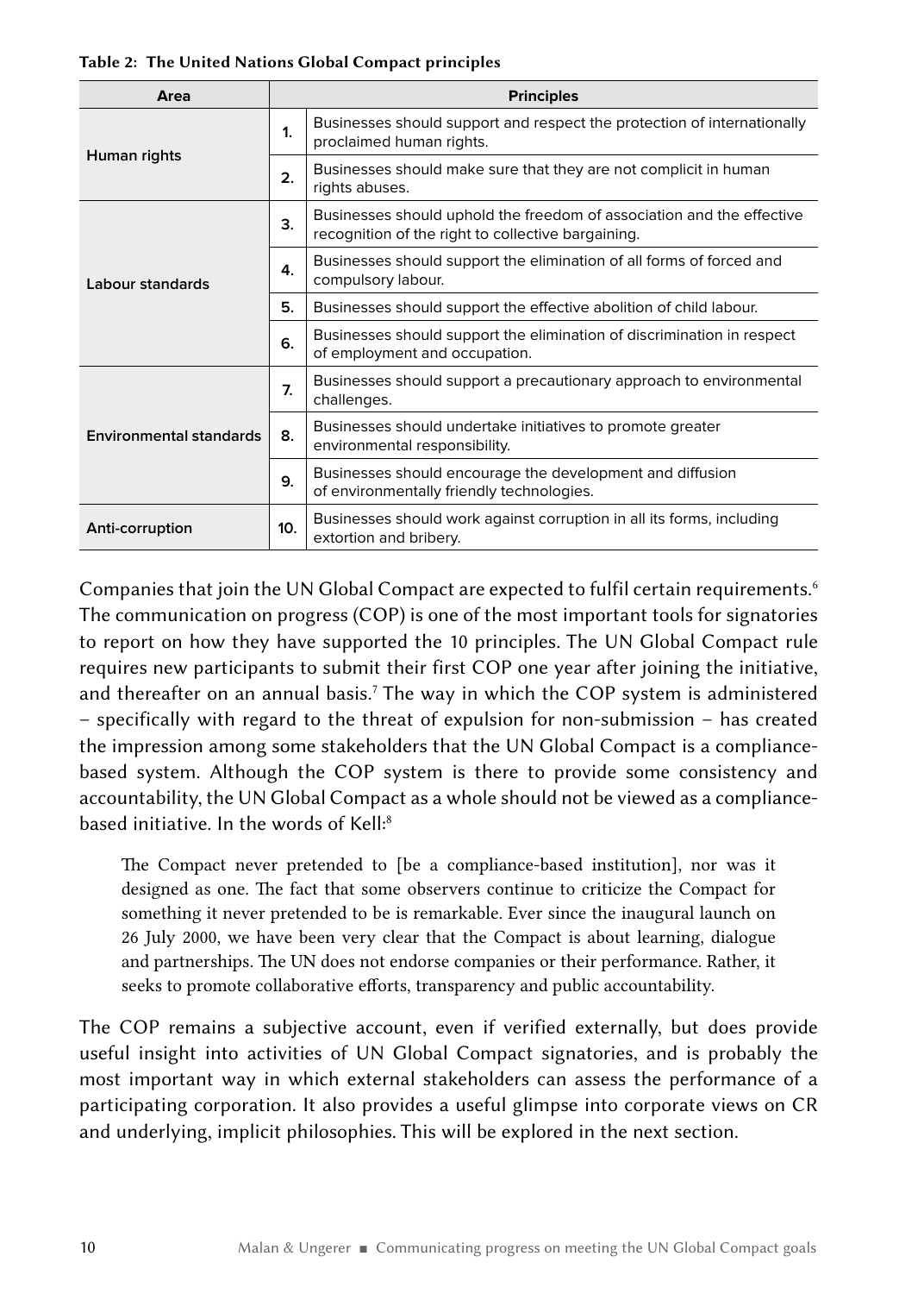**Table 2: The United Nations Global Compact principles**

| Area | Principles | |
|---|---|---|
| Human rights | 1. | Businesses should support and respect the protection of internationally proclaimed human rights. |
| | 2. | Businesses should make sure that they are not complicit in human rights abuses. |
| Labour standards | 3. | Businesses should uphold the freedom of association and the effective recognition of the right to collective bargaining. |
| | 4. | Businesses should support the elimination of all forms of forced and compulsory labour. |
| | 5. | Businesses should support the effective abolition of child labour. |
| | 6. | Businesses should support the elimination of discrimination in respect of employment and occupation. |
| Environmental standards | 7. | Businesses should support a precautionary approach to environmental challenges. |
| | 8. | Businesses should undertake initiatives to promote greater environmental responsibility. |
| | 9. | Businesses should encourage the development and diffusion of environmentally friendly technologies. |
| Anti-corruption | 10. | Businesses should work against corruption in all its forms, including extortion and bribery. |

Companies that join the UN Global Compact are expected to fulfil certain requirements.[6] The communication on progress (COP) is one of the most important tools for signatories to report on how they have supported the 10 principles. The UN Global Compact rule requires new participants to submit their first COP one year after joining the initiative, and thereafter on an annual basis.[7] The way in which the COP system is administered – specifically with regard to the threat of expulsion for non-submission – has created the impression among some stakeholders that the UN Global Compact is a compliance-based system. Although the COP system is there to provide some consistency and accountability, the UN Global Compact as a whole should not be viewed as a compliance-based initiative. In the words of Kell:[8]

> The Compact never pretended to [be a compliance-based institution], nor was it designed as one. The fact that some observers continue to criticize the Compact for something it never pretended to be is remarkable. Ever since the inaugural launch on 26 July 2000, we have been very clear that the Compact is about learning, dialogue and partnerships. The UN does not endorse companies or their performance. Rather, it seeks to promote collaborative efforts, transparency and public accountability.

The COP remains a subjective account, even if verified externally, but does provide useful insight into activities of UN Global Compact signatories, and is probably the most important way in which external stakeholders can assess the performance of a participating corporation. It also provides a useful glimpse into corporate views on CR and underlying, implicit philosophies. This will be explored in the next section.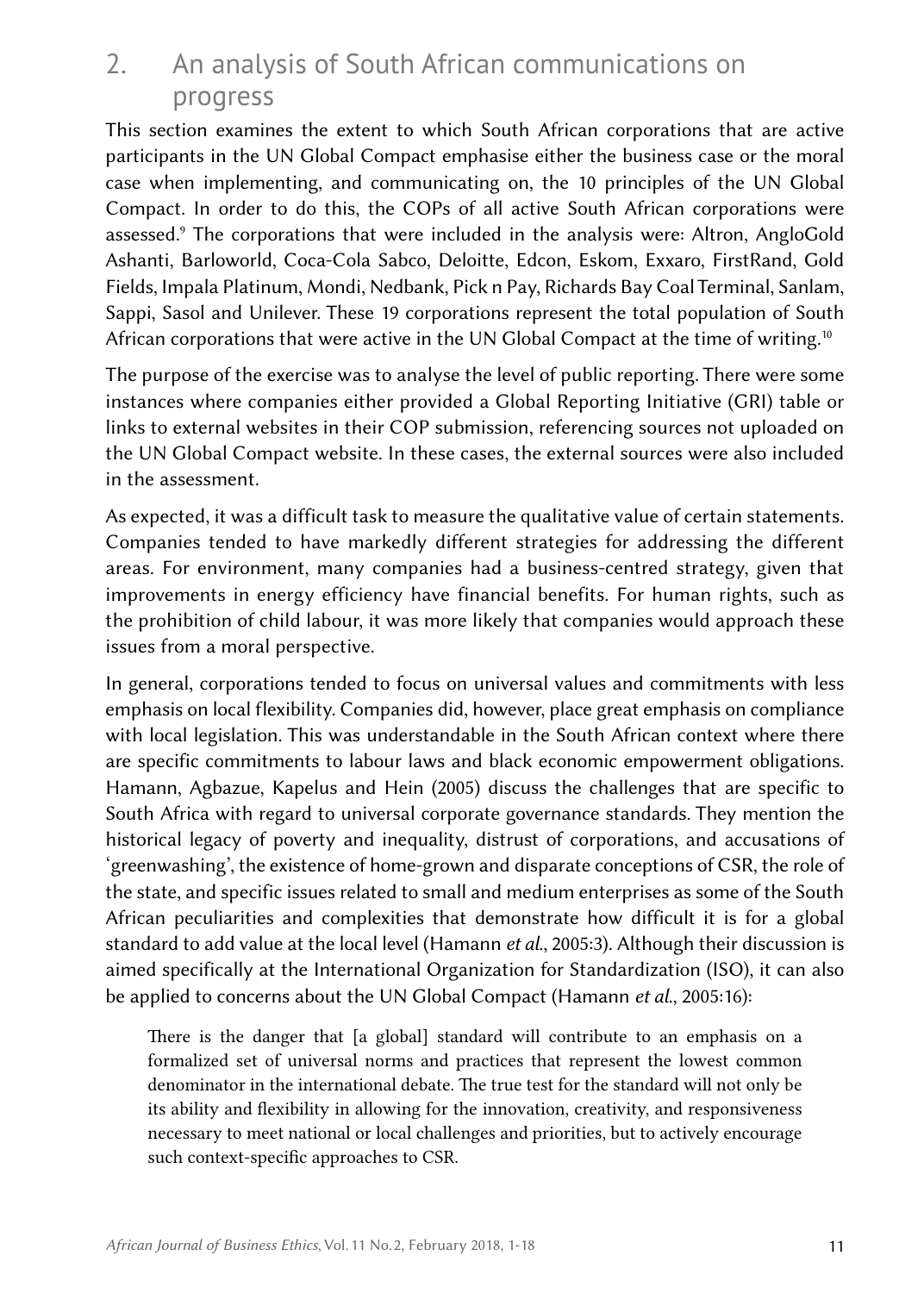## 2. An analysis of South African communications on progress

This section examines the extent to which South African corporations that are active participants in the UN Global Compact emphasise either the business case or the moral case when implementing, and communicating on, the 10 principles of the UN Global Compact. In order to do this, the COPs of all active South African corporations were assessed.[9] The corporations that were included in the analysis were: Altron, AngloGold Ashanti, Barloworld, Coca-Cola Sabco, Deloitte, Edcon, Eskom, Exxaro, FirstRand, Gold Fields, Impala Platinum, Mondi, Nedbank, Pick n Pay, Richards Bay Coal Terminal, Sanlam, Sappi, Sasol and Unilever. These 19 corporations represent the total population of South African corporations that were active in the UN Global Compact at the time of writing.[10]

The purpose of the exercise was to analyse the level of public reporting. There were some instances where companies either provided a Global Reporting Initiative (GRI) table or links to external websites in their COP submission, referencing sources not uploaded on the UN Global Compact website. In these cases, the external sources were also included in the assessment.

As expected, it was a difficult task to measure the qualitative value of certain statements. Companies tended to have markedly different strategies for addressing the different areas. For environment, many companies had a business-centred strategy, given that improvements in energy efficiency have financial benefits. For human rights, such as the prohibition of child labour, it was more likely that companies would approach these issues from a moral perspective.

In general, corporations tended to focus on universal values and commitments with less emphasis on local flexibility. Companies did, however, place great emphasis on compliance with local legislation. This was understandable in the South African context where there are specific commitments to labour laws and black economic empowerment obligations. Hamann, Agbazue, Kapelus and Hein (2005) discuss the challenges that are specific to South Africa with regard to universal corporate governance standards. They mention the historical legacy of poverty and inequality, distrust of corporations, and accusations of 'greenwashing', the existence of home-grown and disparate conceptions of CSR, the role of the state, and specific issues related to small and medium enterprises as some of the South African peculiarities and complexities that demonstrate how difficult it is for a global standard to add value at the local level (Hamann *et al.*, 2005:3). Although their discussion is aimed specifically at the International Organization for Standardization (ISO), it can also be applied to concerns about the UN Global Compact (Hamann *et al.*, 2005:16):

> There is the danger that [a global] standard will contribute to an emphasis on a formalized set of universal norms and practices that represent the lowest common denominator in the international debate. The true test for the standard will not only be its ability and flexibility in allowing for the innovation, creativity, and responsiveness necessary to meet national or local challenges and priorities, but to actively encourage such context-specific approaches to CSR.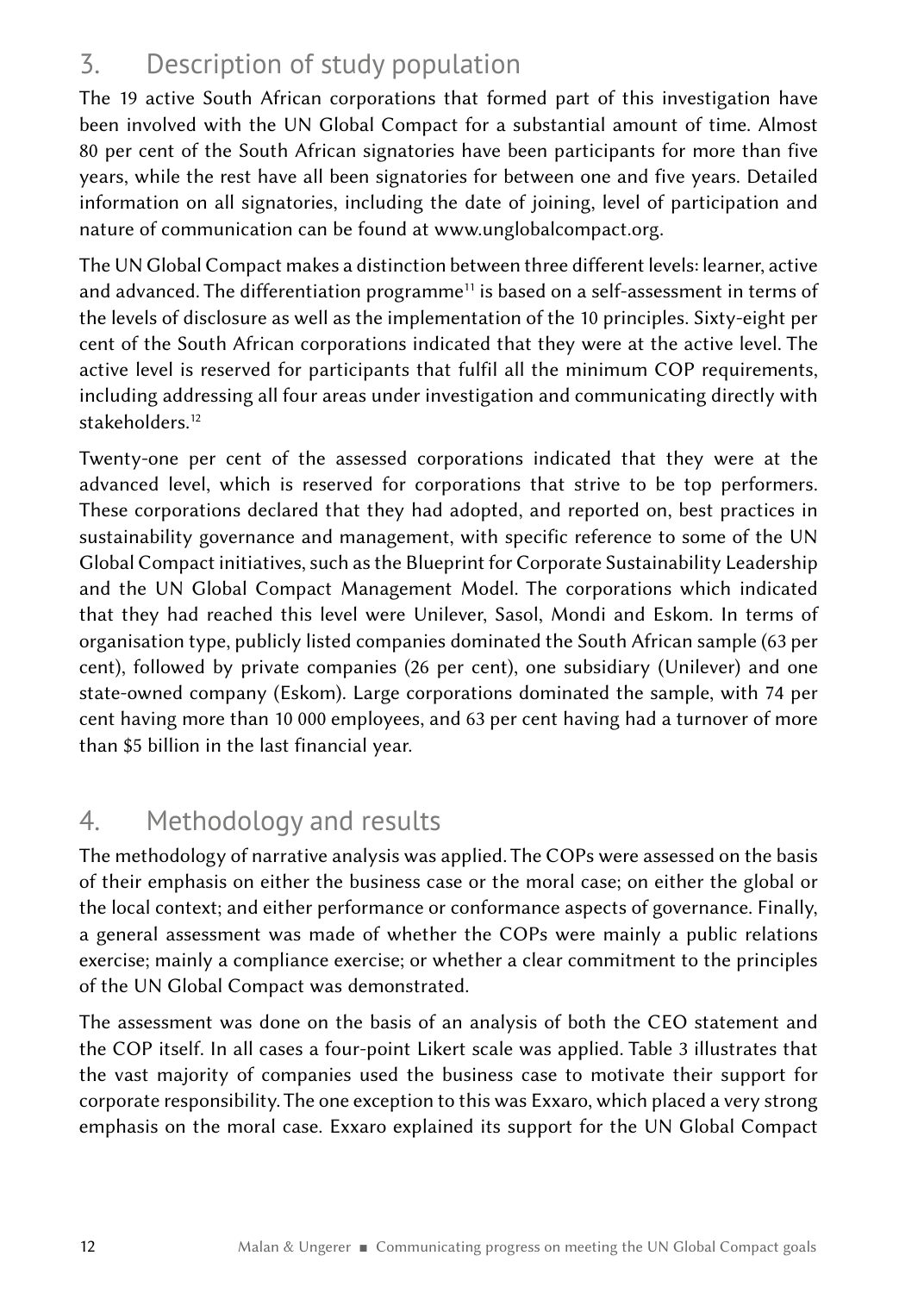## 3. Description of study population

The 19 active South African corporations that formed part of this investigation have been involved with the UN Global Compact for a substantial amount of time. Almost 80 per cent of the South African signatories have been participants for more than five years, while the rest have all been signatories for between one and five years. Detailed information on all signatories, including the date of joining, level of participation and nature of communication can be found at www.unglobalcompact.org.

The UN Global Compact makes a distinction between three different levels: learner, active and advanced. The differentiation programme[11] is based on a self-assessment in terms of the levels of disclosure as well as the implementation of the 10 principles. Sixty-eight per cent of the South African corporations indicated that they were at the active level. The active level is reserved for participants that fulfil all the minimum COP requirements, including addressing all four areas under investigation and communicating directly with stakeholders.[12]

Twenty-one per cent of the assessed corporations indicated that they were at the advanced level, which is reserved for corporations that strive to be top performers. These corporations declared that they had adopted, and reported on, best practices in sustainability governance and management, with specific reference to some of the UN Global Compact initiatives, such as the Blueprint for Corporate Sustainability Leadership and the UN Global Compact Management Model. The corporations which indicated that they had reached this level were Unilever, Sasol, Mondi and Eskom. In terms of organisation type, publicly listed companies dominated the South African sample (63 per cent), followed by private companies (26 per cent), one subsidiary (Unilever) and one state-owned company (Eskom). Large corporations dominated the sample, with 74 per cent having more than 10 000 employees, and 63 per cent having had a turnover of more than $5 billion in the last financial year.

## 4. Methodology and results

The methodology of narrative analysis was applied. The COPs were assessed on the basis of their emphasis on either the business case or the moral case; on either the global or the local context; and either performance or conformance aspects of governance. Finally, a general assessment was made of whether the COPs were mainly a public relations exercise; mainly a compliance exercise; or whether a clear commitment to the principles of the UN Global Compact was demonstrated.

The assessment was done on the basis of an analysis of both the CEO statement and the COP itself. In all cases a four-point Likert scale was applied. Table 3 illustrates that the vast majority of companies used the business case to motivate their support for corporate responsibility. The one exception to this was Exxaro, which placed a very strong emphasis on the moral case. Exxaro explained its support for the UN Global Compact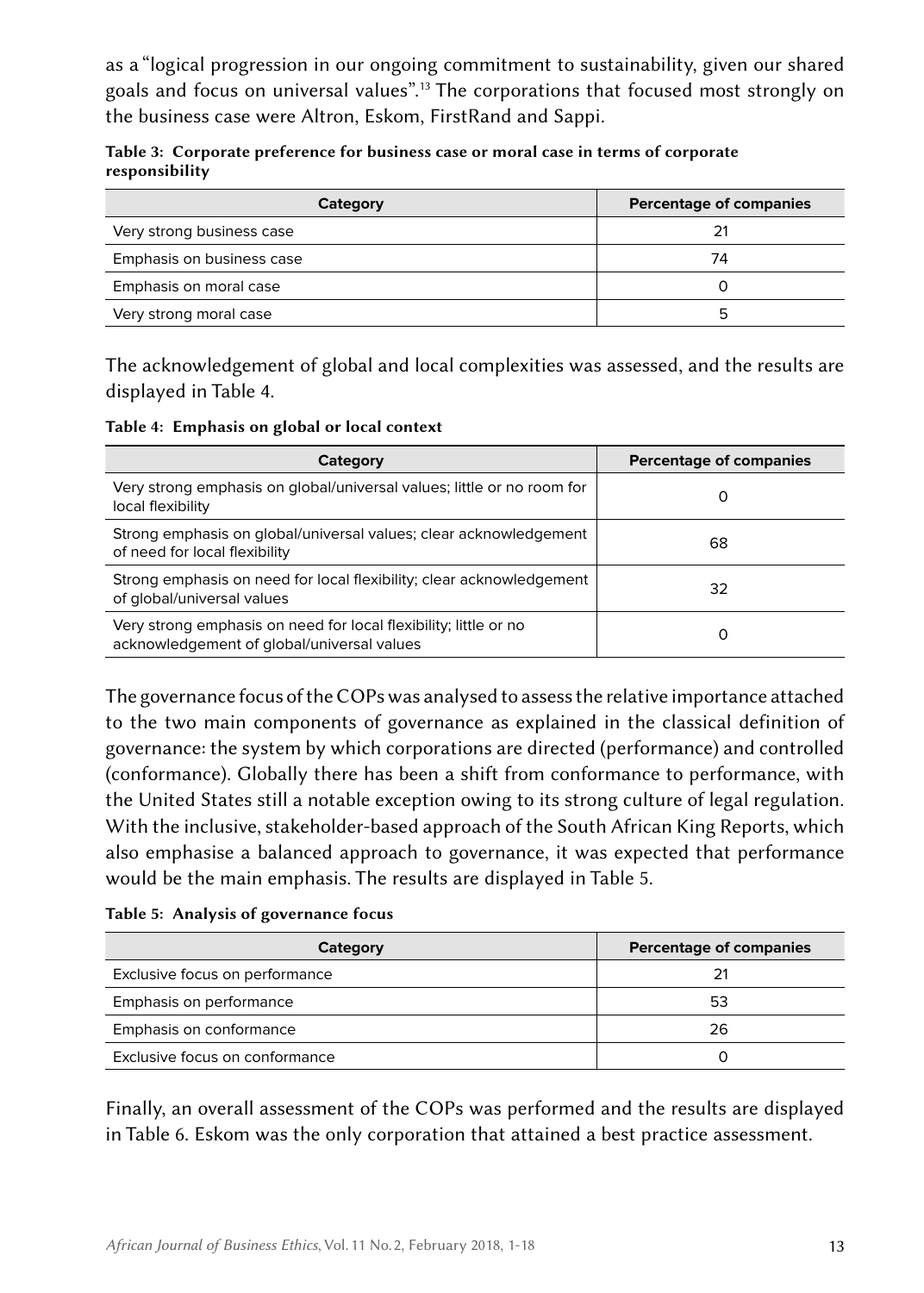as a "logical progression in our ongoing commitment to sustainability, given our shared goals and focus on universal values".[13] The corporations that focused most strongly on the business case were Altron, Eskom, FirstRand and Sappi.

**Table 3: Corporate preference for business case or moral case in terms of corporate responsibility**

| Category | Percentage of companies |
|---|---|
| Very strong business case | 21 |
| Emphasis on business case | 74 |
| Emphasis on moral case | 0 |
| Very strong moral case | 5 |

The acknowledgement of global and local complexities was assessed, and the results are displayed in Table 4.

**Table 4: Emphasis on global or local context**

| Category | Percentage of companies |
|---|---|
| Very strong emphasis on global/universal values; little or no room for local flexibility | 0 |
| Strong emphasis on global/universal values; clear acknowledgement of need for local flexibility | 68 |
| Strong emphasis on need for local flexibility; clear acknowledgement of global/universal values | 32 |
| Very strong emphasis on need for local flexibility; little or no acknowledgement of global/universal values | 0 |

The governance focus of the COPs was analysed to assess the relative importance attached to the two main components of governance as explained in the classical definition of governance: the system by which corporations are directed (performance) and controlled (conformance). Globally there has been a shift from conformance to performance, with the United States still a notable exception owing to its strong culture of legal regulation. With the inclusive, stakeholder-based approach of the South African King Reports, which also emphasise a balanced approach to governance, it was expected that performance would be the main emphasis. The results are displayed in Table 5.

**Table 5: Analysis of governance focus**

| Category | Percentage of companies |
|---|---|
| Exclusive focus on performance | 21 |
| Emphasis on performance | 53 |
| Emphasis on conformance | 26 |
| Exclusive focus on conformance | 0 |

Finally, an overall assessment of the COPs was performed and the results are displayed in Table 6. Eskom was the only corporation that attained a best practice assessment.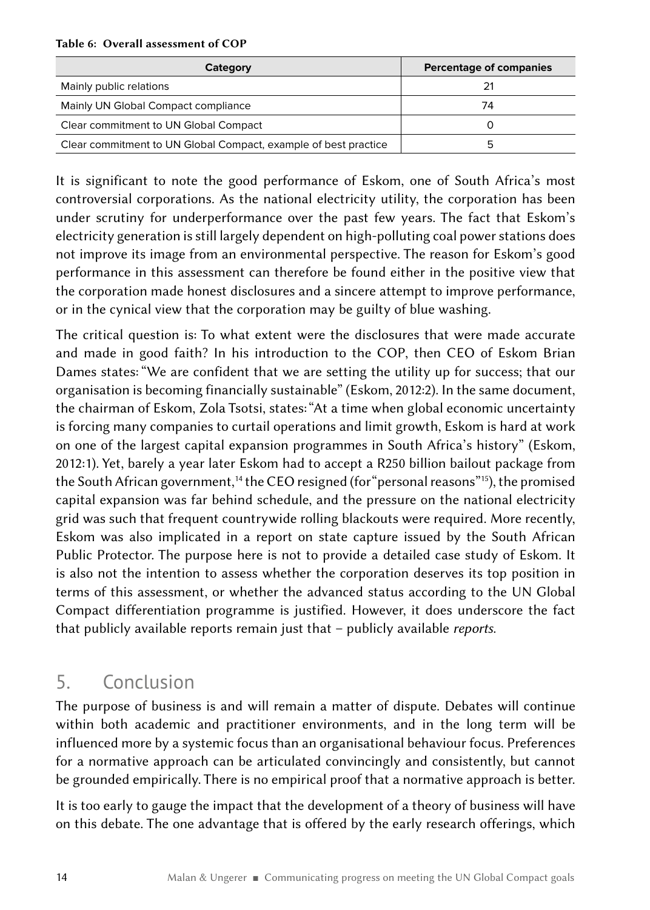**Table 6: Overall assessment of COP**

| Category | Percentage of companies |
| --- | --- |
| Mainly public relations | 21 |
| Mainly UN Global Compact compliance | 74 |
| Clear commitment to UN Global Compact | 0 |
| Clear commitment to UN Global Compact, example of best practice | 5 |

It is significant to note the good performance of Eskom, one of South Africa's most controversial corporations. As the national electricity utility, the corporation has been under scrutiny for underperformance over the past few years. The fact that Eskom's electricity generation is still largely dependent on high-polluting coal power stations does not improve its image from an environmental perspective. The reason for Eskom's good performance in this assessment can therefore be found either in the positive view that the corporation made honest disclosures and a sincere attempt to improve performance, or in the cynical view that the corporation may be guilty of blue washing.

The critical question is: To what extent were the disclosures that were made accurate and made in good faith? In his introduction to the COP, then CEO of Eskom Brian Dames states: "We are confident that we are setting the utility up for success; that our organisation is becoming financially sustainable" (Eskom, 2012:2). In the same document, the chairman of Eskom, Zola Tsotsi, states: "At a time when global economic uncertainty is forcing many companies to curtail operations and limit growth, Eskom is hard at work on one of the largest capital expansion programmes in South Africa's history" (Eskom, 2012:1). Yet, barely a year later Eskom had to accept a R250 billion bailout package from the South African government,[14] the CEO resigned (for "personal reasons"[15]), the promised capital expansion was far behind schedule, and the pressure on the national electricity grid was such that frequent countrywide rolling blackouts were required. More recently, Eskom was also implicated in a report on state capture issued by the South African Public Protector. The purpose here is not to provide a detailed case study of Eskom. It is also not the intention to assess whether the corporation deserves its top position in terms of this assessment, or whether the advanced status according to the UN Global Compact differentiation programme is justified. However, it does underscore the fact that publicly available reports remain just that – publicly available *reports*.

## 5. Conclusion

The purpose of business is and will remain a matter of dispute. Debates will continue within both academic and practitioner environments, and in the long term will be influenced more by a systemic focus than an organisational behaviour focus. Preferences for a normative approach can be articulated convincingly and consistently, but cannot be grounded empirically. There is no empirical proof that a normative approach is better.

It is too early to gauge the impact that the development of a theory of business will have on this debate. The one advantage that is offered by the early research offerings, which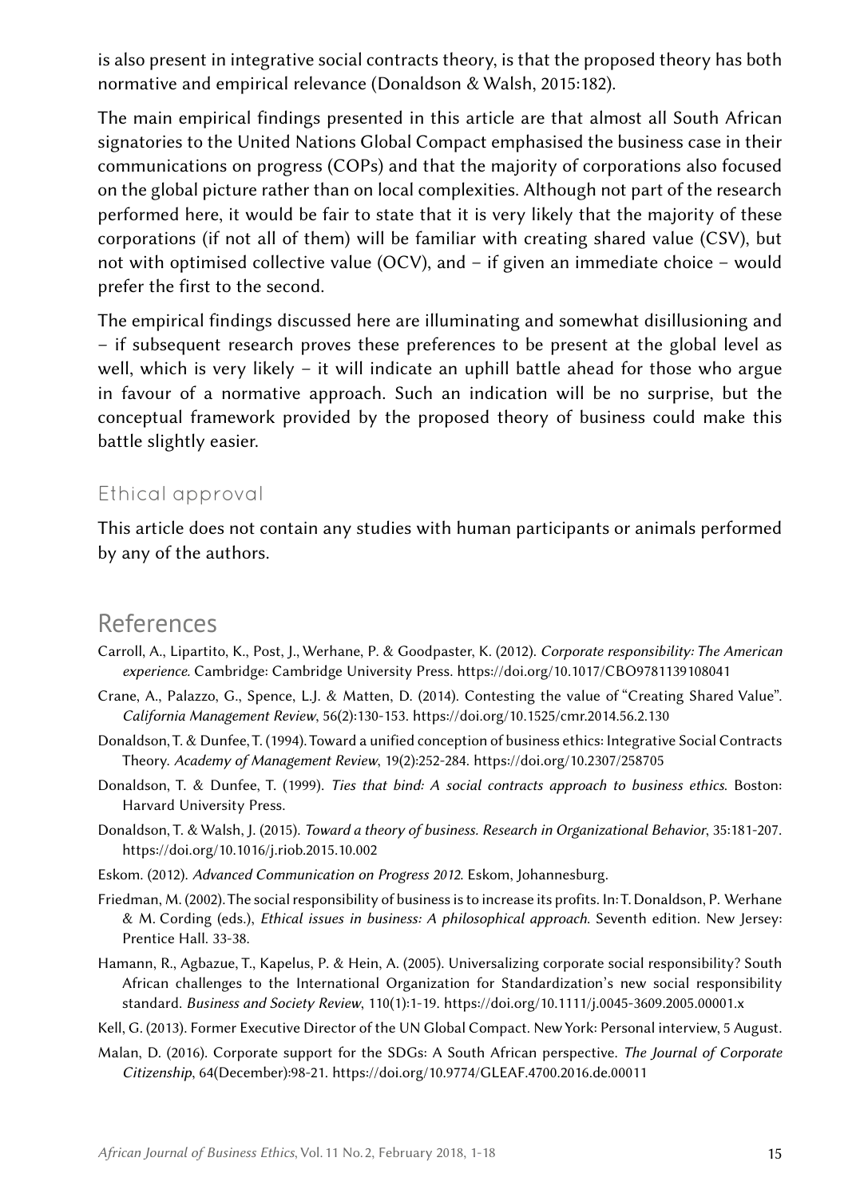is also present in integrative social contracts theory, is that the proposed theory has both normative and empirical relevance (Donaldson & Walsh, 2015:182).

The main empirical findings presented in this article are that almost all South African signatories to the United Nations Global Compact emphasised the business case in their communications on progress (COPs) and that the majority of corporations also focused on the global picture rather than on local complexities. Although not part of the research performed here, it would be fair to state that it is very likely that the majority of these corporations (if not all of them) will be familiar with creating shared value (CSV), but not with optimised collective value (OCV), and – if given an immediate choice – would prefer the first to the second.

The empirical findings discussed here are illuminating and somewhat disillusioning and – if subsequent research proves these preferences to be present at the global level as well, which is very likely – it will indicate an uphill battle ahead for those who argue in favour of a normative approach. Such an indication will be no surprise, but the conceptual framework provided by the proposed theory of business could make this battle slightly easier.

### Ethical approval

This article does not contain any studies with human participants or animals performed by any of the authors.

## References

Carroll, A., Lipartito, K., Post, J., Werhane, P. & Goodpaster, K. (2012). *Corporate responsibility: The American experience.* Cambridge: Cambridge University Press. https://doi.org/10.1017/CBO9781139108041

Crane, A., Palazzo, G., Spence, L.J. & Matten, D. (2014). Contesting the value of "Creating Shared Value". *California Management Review*, 56(2):130-153. https://doi.org/10.1525/cmr.2014.56.2.130

Donaldson, T. & Dunfee, T. (1994). Toward a unified conception of business ethics: Integrative Social Contracts Theory. *Academy of Management Review*, 19(2):252-284. https://doi.org/10.2307/258705

Donaldson, T. & Dunfee, T. (1999). *Ties that bind: A social contracts approach to business ethics*. Boston: Harvard University Press.

Donaldson, T. & Walsh, J. (2015). *Toward a theory of business. Research in Organizational Behavior*, 35:181-207. https://doi.org/10.1016/j.riob.2015.10.002

Eskom. (2012). *Advanced Communication on Progress 2012.* Eskom, Johannesburg.

Friedman, M. (2002). The social responsibility of business is to increase its profits. In: T. Donaldson, P. Werhane & M. Cording (eds.), *Ethical issues in business: A philosophical approach*. Seventh edition. New Jersey: Prentice Hall. 33-38.

Hamann, R., Agbazue, T., Kapelus, P. & Hein, A. (2005). Universalizing corporate social responsibility? South African challenges to the International Organization for Standardization's new social responsibility standard. *Business and Society Review*, 110(1):1-19. https://doi.org/10.1111/j.0045-3609.2005.00001.x

Kell, G. (2013). Former Executive Director of the UN Global Compact. New York: Personal interview, 5 August.

Malan, D. (2016). Corporate support for the SDGs: A South African perspective. *The Journal of Corporate Citizenship*, 64(December):98-21. https://doi.org/10.9774/GLEAF.4700.2016.de.00011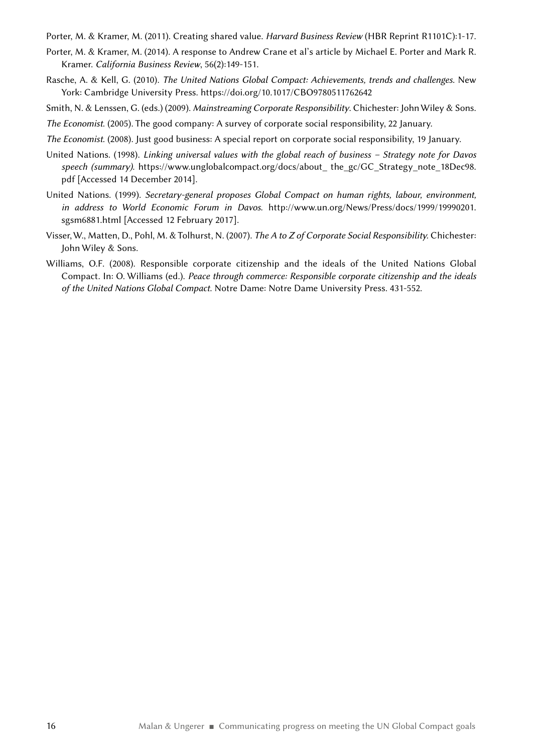Porter, M. & Kramer, M. (2011). Creating shared value. *Harvard Business Review* (HBR Reprint R1101C):1-17.

Porter, M. & Kramer, M. (2014). A response to Andrew Crane et al's article by Michael E. Porter and Mark R. Kramer. *California Business Review*, 56(2):149-151.

Rasche, A. & Kell, G. (2010). *The United Nations Global Compact: Achievements, trends and challenges*. New York: Cambridge University Press. https://doi.org/10.1017/CBO9780511762642

Smith, N. & Lenssen, G. (eds.) (2009). *Mainstreaming Corporate Responsibility*. Chichester: John Wiley & Sons.

*The Economist*. (2005). The good company: A survey of corporate social responsibility, 22 January.

*The Economist*. (2008). Just good business: A special report on corporate social responsibility, 19 January.

United Nations. (1998). *Linking universal values with the global reach of business – Strategy note for Davos speech (summary)*. https://www.unglobalcompact.org/docs/about_ the_gc/GC_Strategy_note_18Dec98.pdf [Accessed 14 December 2014].

United Nations. (1999). *Secretary-general proposes Global Compact on human rights, labour, environment, in address to World Economic Forum in Davos*. http://www.un.org/News/Press/docs/1999/19990201.sgsm6881.html [Accessed 12 February 2017].

Visser, W., Matten, D., Pohl, M. & Tolhurst, N. (2007). *The A to Z of Corporate Social Responsibility*. Chichester: John Wiley & Sons.

Williams, O.F. (2008). Responsible corporate citizenship and the ideals of the United Nations Global Compact. In: O. Williams (ed.). *Peace through commerce: Responsible corporate citizenship and the ideals of the United Nations Global Compact*. Notre Dame: Notre Dame University Press. 431-552.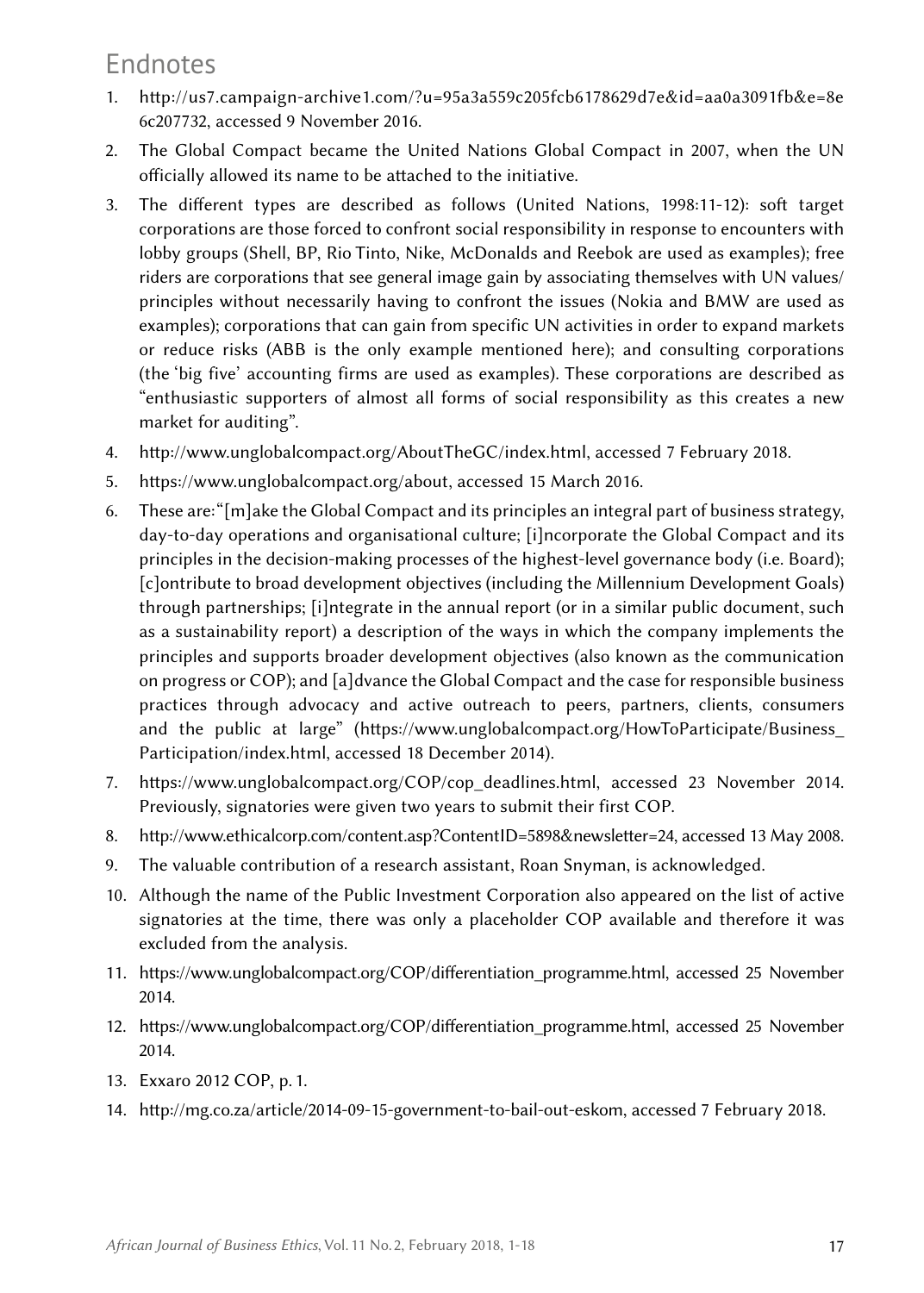## Endnotes

1. http://us7.campaign-archive1.com/?u=95a3a559c205fcb6178629d7e&id=aa0a3091fb&e=8e6c207732, accessed 9 November 2016.
2. The Global Compact became the United Nations Global Compact in 2007, when the UN officially allowed its name to be attached to the initiative.
3. The different types are described as follows (United Nations, 1998:11-12): soft target corporations are those forced to confront social responsibility in response to encounters with lobby groups (Shell, BP, Rio Tinto, Nike, McDonalds and Reebok are used as examples); free riders are corporations that see general image gain by associating themselves with UN values/principles without necessarily having to confront the issues (Nokia and BMW are used as examples); corporations that can gain from specific UN activities in order to expand markets or reduce risks (ABB is the only example mentioned here); and consulting corporations (the 'big five' accounting firms are used as examples). These corporations are described as "enthusiastic supporters of almost all forms of social responsibility as this creates a new market for auditing".
4. http://www.unglobalcompact.org/AboutTheGC/index.html, accessed 7 February 2018.
5. https://www.unglobalcompact.org/about, accessed 15 March 2016.
6. These are: "[m]ake the Global Compact and its principles an integral part of business strategy, day-to-day operations and organisational culture; [i]ncorporate the Global Compact and its principles in the decision-making processes of the highest-level governance body (i.e. Board); [c]ontribute to broad development objectives (including the Millennium Development Goals) through partnerships; [i]ntegrate in the annual report (or in a similar public document, such as a sustainability report) a description of the ways in which the company implements the principles and supports broader development objectives (also known as the communication on progress or COP); and [a]dvance the Global Compact and the case for responsible business practices through advocacy and active outreach to peers, partners, clients, consumers and the public at large" (https://www.unglobalcompact.org/HowToParticipate/Business_Participation/index.html, accessed 18 December 2014).
7. https://www.unglobalcompact.org/COP/cop_deadlines.html, accessed 23 November 2014. Previously, signatories were given two years to submit their first COP.
8. http://www.ethicalcorp.com/content.asp?ContentID=5898&newsletter=24, accessed 13 May 2008.
9. The valuable contribution of a research assistant, Roan Snyman, is acknowledged.
10. Although the name of the Public Investment Corporation also appeared on the list of active signatories at the time, there was only a placeholder COP available and therefore it was excluded from the analysis.
11. https://www.unglobalcompact.org/COP/differentiation_programme.html, accessed 25 November 2014.
12. https://www.unglobalcompact.org/COP/differentiation_programme.html, accessed 25 November 2014.
13. Exxaro 2012 COP, p. 1.
14. http://mg.co.za/article/2014-09-15-government-to-bail-out-eskom, accessed 7 February 2018.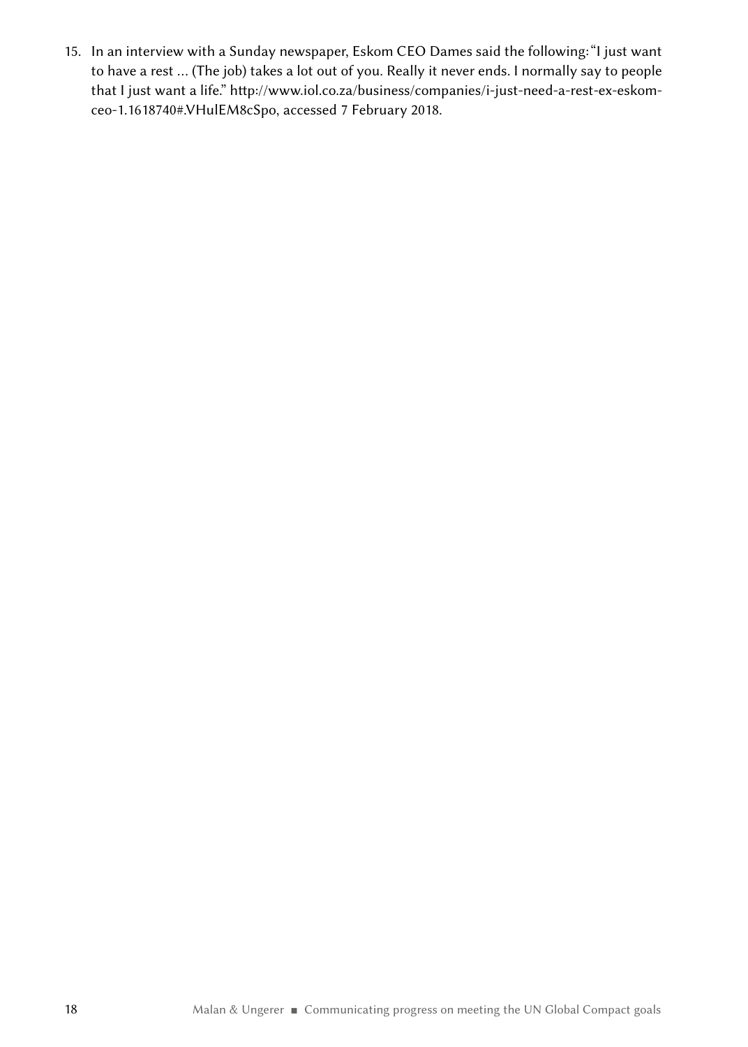15. In an interview with a Sunday newspaper, Eskom CEO Dames said the following: "I just want to have a rest … (The job) takes a lot out of you. Really it never ends. I normally say to people that I just want a life." http://www.iol.co.za/business/companies/i-just-need-a-rest-ex-eskom-ceo-1.1618740#.VHulEM8cSpo, accessed 7 February 2018.